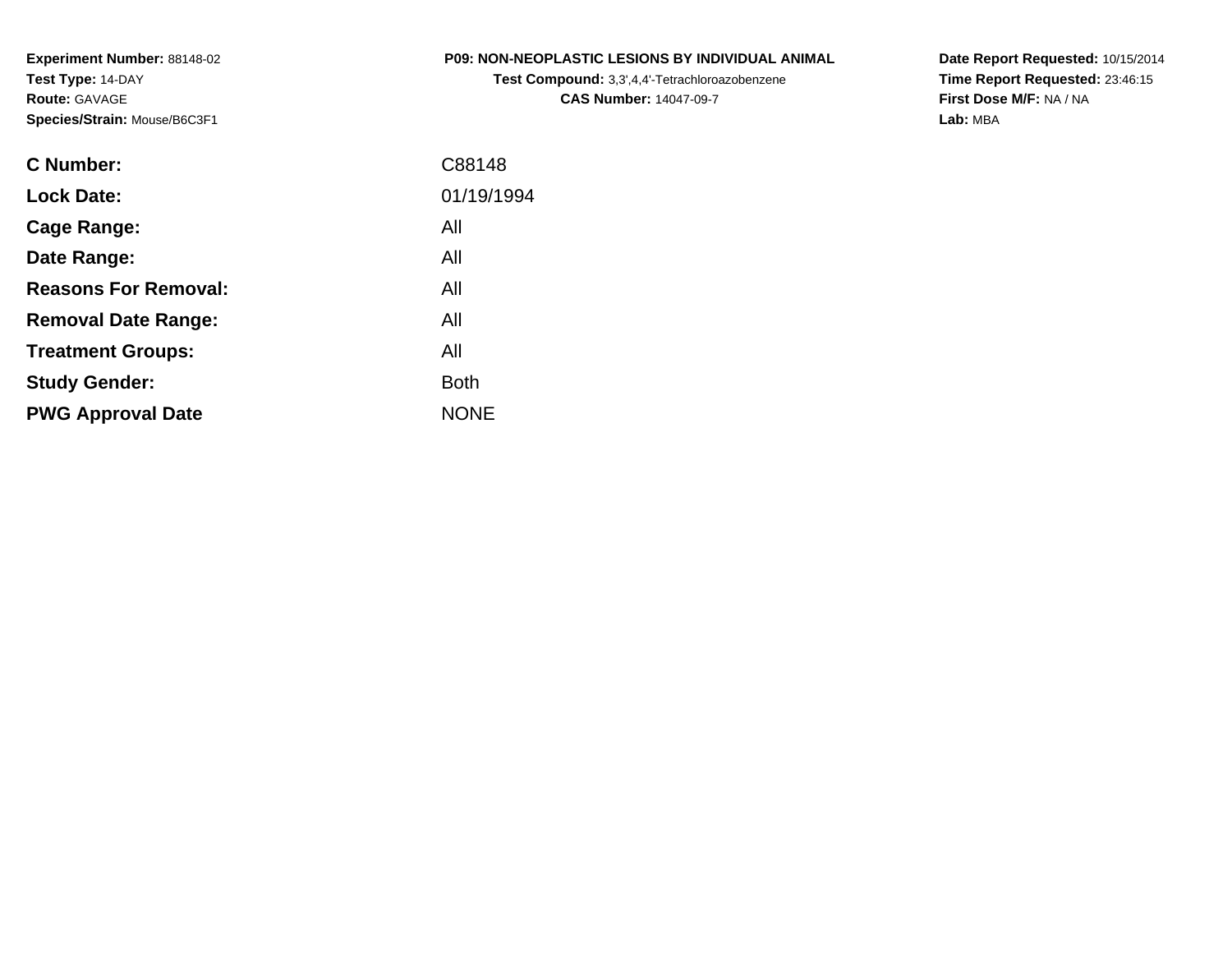**Experiment Number:** 88148-02
**Test Type:** 14-DAY
**Route:** GAVAGE
**Species/Strain:** Mouse/B6C3F1

**P09: NON-NEOPLASTIC LESIONS BY INDIVIDUAL ANIMAL**
**Test Compound:** 3,3',4,4'-Tetrachloroazobenzene
**CAS Number:** 14047-09-7

**Date Report Requested:** 10/15/2014
**Time Report Requested:** 23:46:15
**First Dose M/F:** NA / NA
**Lab:** MBA

| | |
|---|---|
| **C Number:** | C88148 |
| **Lock Date:** | 01/19/1994 |
| **Cage Range:** | All |
| **Date Range:** | All |
| **Reasons For Removal:** | All |
| **Removal Date Range:** | All |
| **Treatment Groups:** | All |
| **Study Gender:** | Both |
| **PWG Approval Date** | NONE |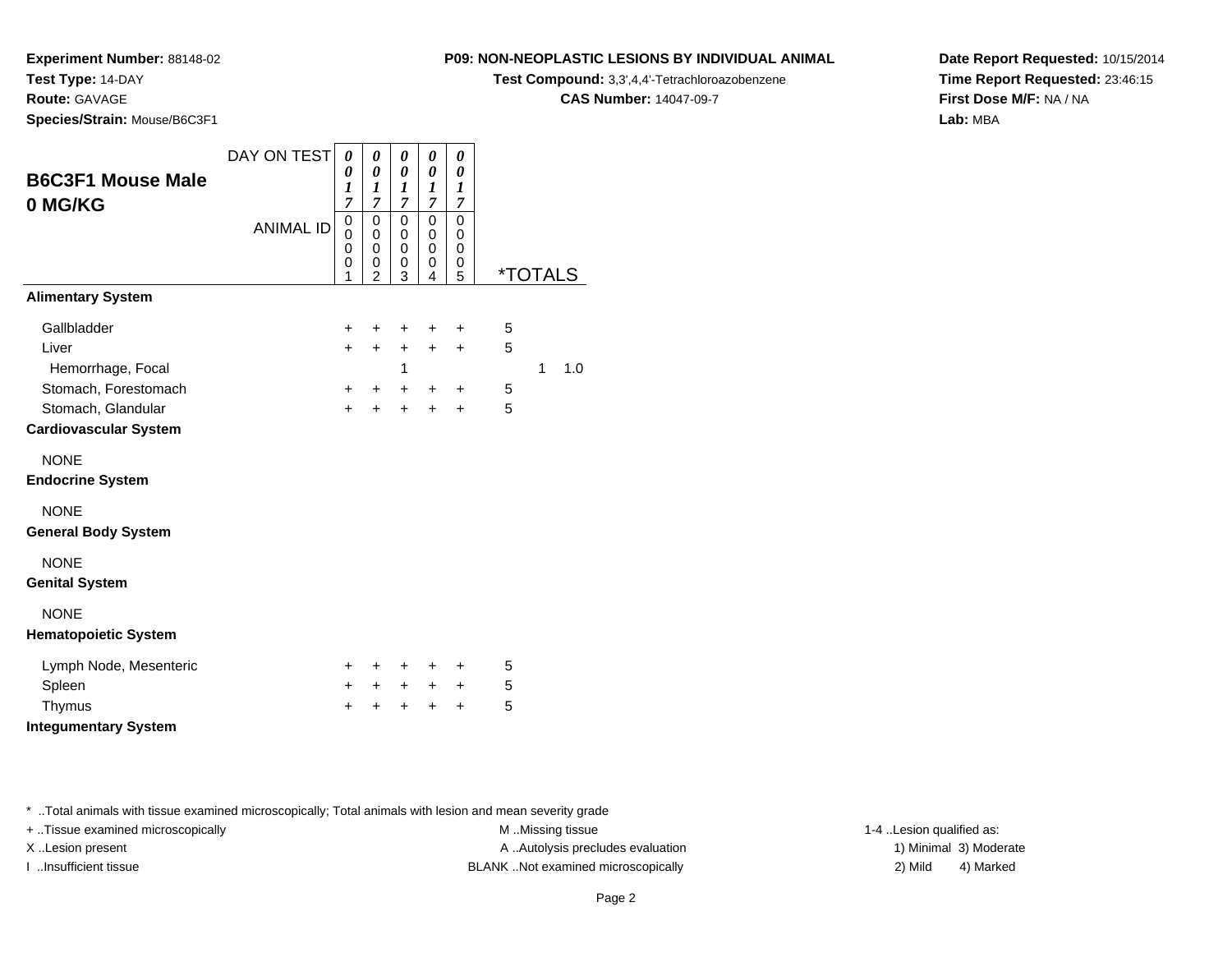**Experiment Number:** 88148-02
**Test Type:** 14-DAY
**Route:** GAVAGE
**Species/Strain:** Mouse/B6C3F1

**P09: NON-NEOPLASTIC LESIONS BY INDIVIDUAL ANIMAL**
**Test Compound:** 3,3',4,4'-Tetrachloroazobenzene
**CAS Number:** 14047-09-7

**Date Report Requested:** 10/15/2014
**Time Report Requested:** 23:46:15
**First Dose M/F:** NA / NA
**Lab:** MBA

## B6C3F1 Mouse Male 0 MG/KG

| DAY ON TEST | 0017 | 0017 | 0017 | 0017 | 0017 | *TOTALS | | |
|---|---|---|---|---|---|---|---|---|
| ANIMAL ID | 00001 | 00002 | 00003 | 00004 | 00005 | | | |
| **Alimentary System** | | | | | | | | |
| Gallbladder | + | + | + | + | + | 5 | | |
| Liver | + | + | + | + | + | 5 | | |
| Hemorrhage, Focal | | | 1 | | | | 1 | 1.0 |
| Stomach, Forestomach | + | + | + | + | + | 5 | | |
| Stomach, Glandular | + | + | + | + | + | 5 | | |
| **Cardiovascular System** | | | | | | | | |
| NONE | | | | | | | | |
| **Endocrine System** | | | | | | | | |
| NONE | | | | | | | | |
| **General Body System** | | | | | | | | |
| NONE | | | | | | | | |
| **Genital System** | | | | | | | | |
| NONE | | | | | | | | |
| **Hematopoietic System** | | | | | | | | |
| Lymph Node, Mesenteric | + | + | + | + | + | 5 | | |
| Spleen | + | + | + | + | + | 5 | | |
| Thymus | + | + | + | + | + | 5 | | |
| **Integumentary System** | | | | | | | | |

* ..Total animals with tissue examined microscopically; Total animals with lesion and mean severity grade

+ ..Tissue examined microscopically
X ..Lesion present
I ..Insufficient tissue

M ..Missing tissue
A ..Autolysis precludes evaluation
BLANK ..Not examined microscopically

1-4 ..Lesion qualified as:
1) Minimal 3) Moderate
2) Mild 4) Marked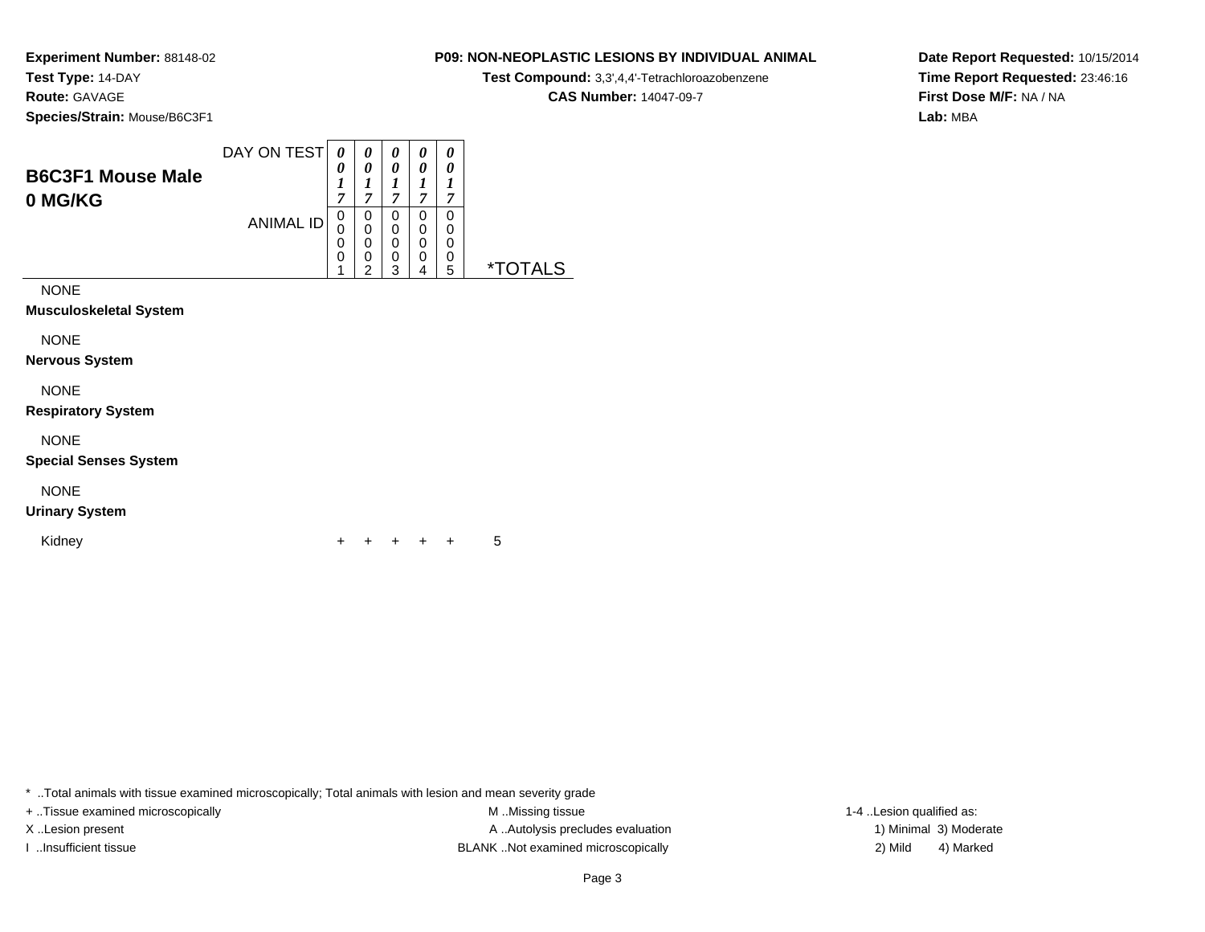**Experiment Number:** 88148-02
**Test Type:** 14-DAY
**Route:** GAVAGE
**Species/Strain:** Mouse/B6C3F1

**P09: NON-NEOPLASTIC LESIONS BY INDIVIDUAL ANIMAL**
**Test Compound:** 3,3',4,4'-Tetrachloroazobenzene
**CAS Number:** 14047-09-7

**Date Report Requested:** 10/15/2014
**Time Report Requested:** 23:46:16
**First Dose M/F:** NA / NA
**Lab:** MBA

## B6C3F1 Mouse Male 0 MG/KG

| DAY ON TEST | 0017 | 0017 | 0017 | 0017 | 0017 | |
|---|---|---|---|---|---|---|
| ANIMAL ID | 00001 | 00002 | 00003 | 00004 | 00005 | *TOTALS |
| NONE | | | | | | |
| **Musculoskeletal System** | | | | | | |
| NONE | | | | | | |
| **Nervous System** | | | | | | |
| NONE | | | | | | |
| **Respiratory System** | | | | | | |
| NONE | | | | | | |
| **Special Senses System** | | | | | | |
| NONE | | | | | | |
| **Urinary System** | | | | | | |
| Kidney | + | + | + | + | + | 5 |

* ..Total animals with tissue examined microscopically; Total animals with lesion and mean severity grade
+ ..Tissue examined microscopically
X ..Lesion present
I ..Insufficient tissue
M ..Missing tissue
A ..Autolysis precludes evaluation
BLANK ..Not examined microscopically
1-4 ..Lesion qualified as:
1) Minimal 3) Moderate
2) Mild 4) Marked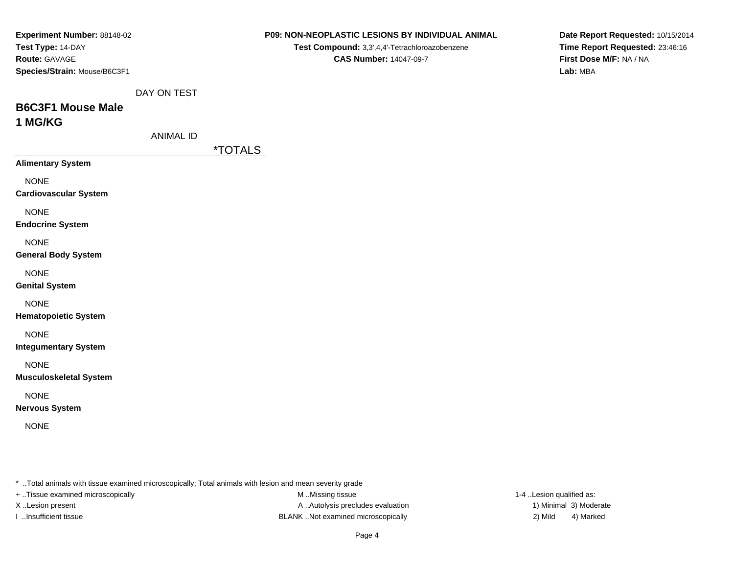**Experiment Number:** 88148-02
**Test Type:** 14-DAY
**Route:** GAVAGE
**Species/Strain:** Mouse/B6C3F1

**P09: NON-NEOPLASTIC LESIONS BY INDIVIDUAL ANIMAL**
**Test Compound:** 3,3',4,4'-Tetrachloroazobenzene
**CAS Number:** 14047-09-7

**Date Report Requested:** 10/15/2014
**Time Report Requested:** 23:46:16
**First Dose M/F:** NA / NA
**Lab:** MBA

DAY ON TEST

## B6C3F1 Mouse Male
## 1 MG/KG

ANIMAL ID

*TOTALS

**Alimentary System**

NONE

**Cardiovascular System**

NONE

**Endocrine System**

NONE

**General Body System**

NONE

**Genital System**

NONE

**Hematopoietic System**

NONE

**Integumentary System**

NONE

**Musculoskeletal System**

NONE

**Nervous System**

NONE

* ..Total animals with tissue examined microscopically; Total animals with lesion and mean severity grade
+ ..Tissue examined microscopically
X ..Lesion present
I ..Insufficient tissue
M ..Missing tissue
A ..Autolysis precludes evaluation
BLANK ..Not examined microscopically
1-4 ..Lesion qualified as:
1) Minimal 3) Moderate
2) Mild 4) Marked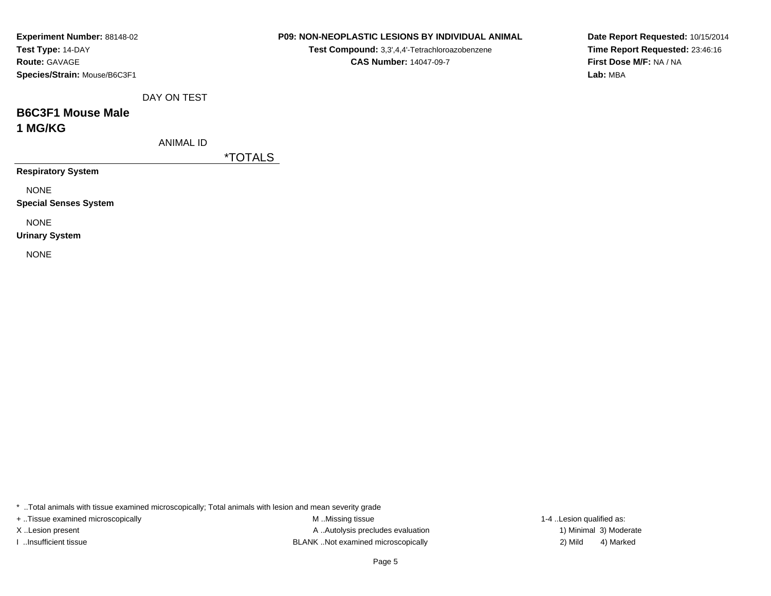**Experiment Number:** 88148-02
**Test Type:** 14-DAY
**Route:** GAVAGE
**Species/Strain:** Mouse/B6C3F1

**P09: NON-NEOPLASTIC LESIONS BY INDIVIDUAL ANIMAL**
**Test Compound:** 3,3',4,4'-Tetrachloroazobenzene
**CAS Number:** 14047-09-7

**Date Report Requested:** 10/15/2014
**Time Report Requested:** 23:46:16
**First Dose M/F:** NA / NA
**Lab:** MBA

DAY ON TEST

## B6C3F1 Mouse Male
## 1 MG/KG

ANIMAL ID

*TOTALS

**Respiratory System**

NONE

**Special Senses System**

NONE

**Urinary System**

NONE

* ..Total animals with tissue examined microscopically; Total animals with lesion and mean severity grade
+ ..Tissue examined microscopically
X ..Lesion present
I ..Insufficient tissue
M ..Missing tissue
A ..Autolysis precludes evaluation
BLANK ..Not examined microscopically
1-4 ..Lesion qualified as:
1) Minimal 3) Moderate
2) Mild 4) Marked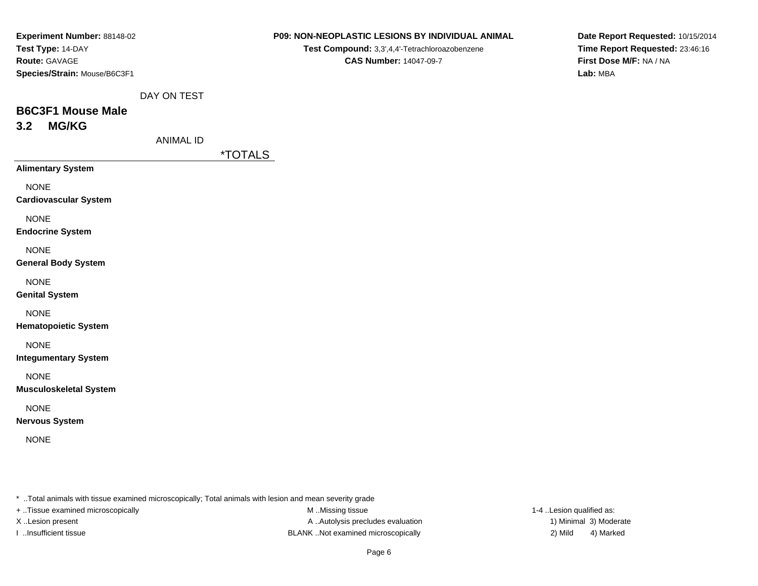**Experiment Number:** 88148-02
**Test Type:** 14-DAY
**Route:** GAVAGE
**Species/Strain:** Mouse/B6C3F1

**P09: NON-NEOPLASTIC LESIONS BY INDIVIDUAL ANIMAL**
**Test Compound:** 3,3',4,4'-Tetrachloroazobenzene
**CAS Number:** 14047-09-7

**Date Report Requested:** 10/15/2014
**Time Report Requested:** 23:46:16
**First Dose M/F:** NA / NA
**Lab:** MBA

DAY ON TEST

## B6C3F1 Mouse Male
## 3.2 MG/KG

ANIMAL ID

| | *TOTALS |
|---|---|
| **Alimentary System** | |
| NONE | |
| **Cardiovascular System** | |
| NONE | |
| **Endocrine System** | |
| NONE | |
| **General Body System** | |
| NONE | |
| **Genital System** | |
| NONE | |
| **Hematopoietic System** | |
| NONE | |
| **Integumentary System** | |
| NONE | |
| **Musculoskeletal System** | |
| NONE | |
| **Nervous System** | |
| NONE | |

* ..Total animals with tissue examined microscopically; Total animals with lesion and mean severity grade
+ ..Tissue examined microscopically
X ..Lesion present
I ..Insufficient tissue
M ..Missing tissue
A ..Autolysis precludes evaluation
BLANK ..Not examined microscopically
1-4 ..Lesion qualified as:
1) Minimal 3) Moderate
2) Mild 4) Marked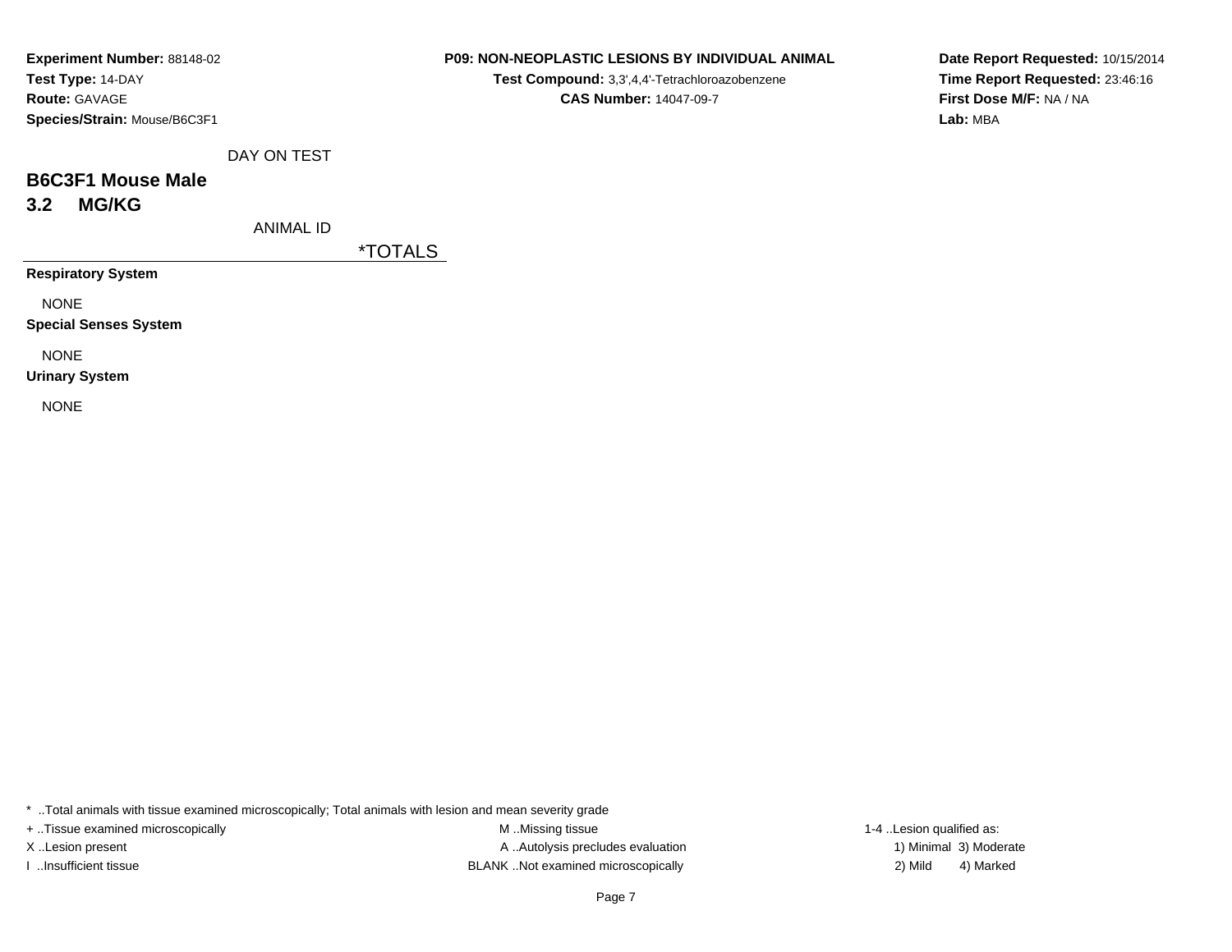**Experiment Number:** 88148-02
**Test Type:** 14-DAY
**Route:** GAVAGE
**Species/Strain:** Mouse/B6C3F1

**P09: NON-NEOPLASTIC LESIONS BY INDIVIDUAL ANIMAL**
**Test Compound:** 3,3',4,4'-Tetrachloroazobenzene
**CAS Number:** 14047-09-7

**Date Report Requested:** 10/15/2014
**Time Report Requested:** 23:46:16
**First Dose M/F:** NA / NA
**Lab:** MBA

DAY ON TEST

## B6C3F1 Mouse Male
## 3.2 MG/KG

ANIMAL ID

*TOTALS

**Respiratory System**

NONE

**Special Senses System**

NONE

**Urinary System**

NONE

* ..Total animals with tissue examined microscopically; Total animals with lesion and mean severity grade
+ ..Tissue examined microscopically
X ..Lesion present
I ..Insufficient tissue
M ..Missing tissue
A ..Autolysis precludes evaluation
BLANK ..Not examined microscopically
1-4 ..Lesion qualified as:
1) Minimal 3) Moderate
2) Mild 4) Marked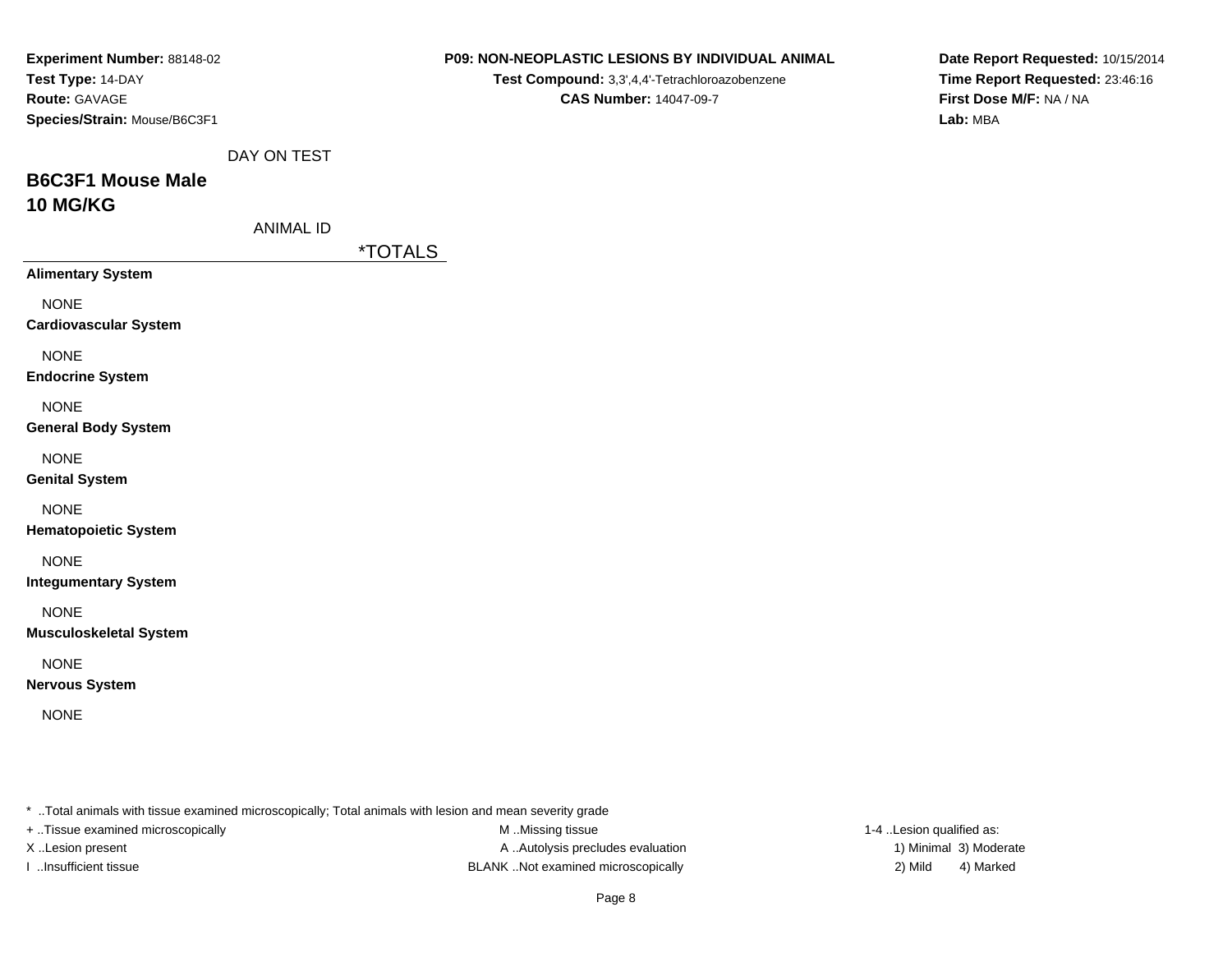**Experiment Number:** 88148-02
**Test Type:** 14-DAY
**Route:** GAVAGE
**Species/Strain:** Mouse/B6C3F1

**P09: NON-NEOPLASTIC LESIONS BY INDIVIDUAL ANIMAL**
**Test Compound:** 3,3',4,4'-Tetrachloroazobenzene
**CAS Number:** 14047-09-7

**Date Report Requested:** 10/15/2014
**Time Report Requested:** 23:46:16
**First Dose M/F:** NA / NA
**Lab:** MBA

DAY ON TEST

## B6C3F1 Mouse Male
## 10 MG/KG

ANIMAL ID

*TOTALS

**Alimentary System**

NONE

**Cardiovascular System**

NONE

**Endocrine System**

NONE

**General Body System**

NONE

**Genital System**

NONE

**Hematopoietic System**

NONE

**Integumentary System**

NONE

**Musculoskeletal System**

NONE

**Nervous System**

NONE

* ..Total animals with tissue examined microscopically; Total animals with lesion and mean severity grade
+ ..Tissue examined microscopically
X ..Lesion present
I ..Insufficient tissue
M ..Missing tissue
A ..Autolysis precludes evaluation
BLANK ..Not examined microscopically
1-4 ..Lesion qualified as:
1) Minimal 3) Moderate
2) Mild 4) Marked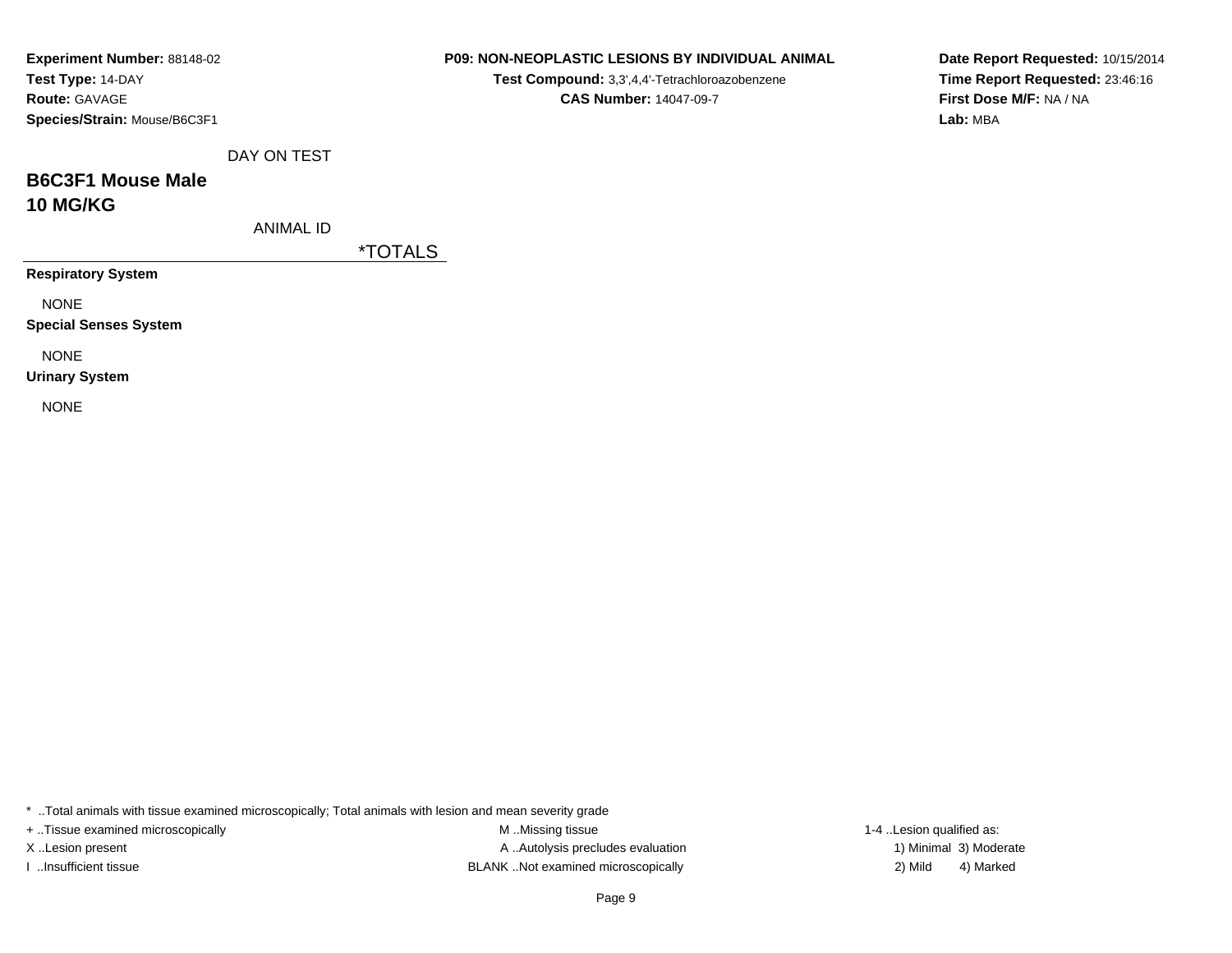**Experiment Number:** 88148-02
**Test Type:** 14-DAY
**Route:** GAVAGE
**Species/Strain:** Mouse/B6C3F1

**P09: NON-NEOPLASTIC LESIONS BY INDIVIDUAL ANIMAL**
**Test Compound:** 3,3',4,4'-Tetrachloroazobenzene
**CAS Number:** 14047-09-7

**Date Report Requested:** 10/15/2014
**Time Report Requested:** 23:46:16
**First Dose M/F:** NA / NA
**Lab:** MBA

DAY ON TEST

## B6C3F1 Mouse Male
## 10 MG/KG

ANIMAL ID

| | *TOTALS |
|---|---|
| **Respiratory System** | |
| NONE | |
| **Special Senses System** | |
| NONE | |
| **Urinary System** | |
| NONE | |

* ..Total animals with tissue examined microscopically; Total animals with lesion and mean severity grade

+ ..Tissue examined microscopically
X ..Lesion present
I ..Insufficient tissue

M ..Missing tissue
A ..Autolysis precludes evaluation
BLANK ..Not examined microscopically

1-4 ..Lesion qualified as:
1) Minimal 3) Moderate
2) Mild 4) Marked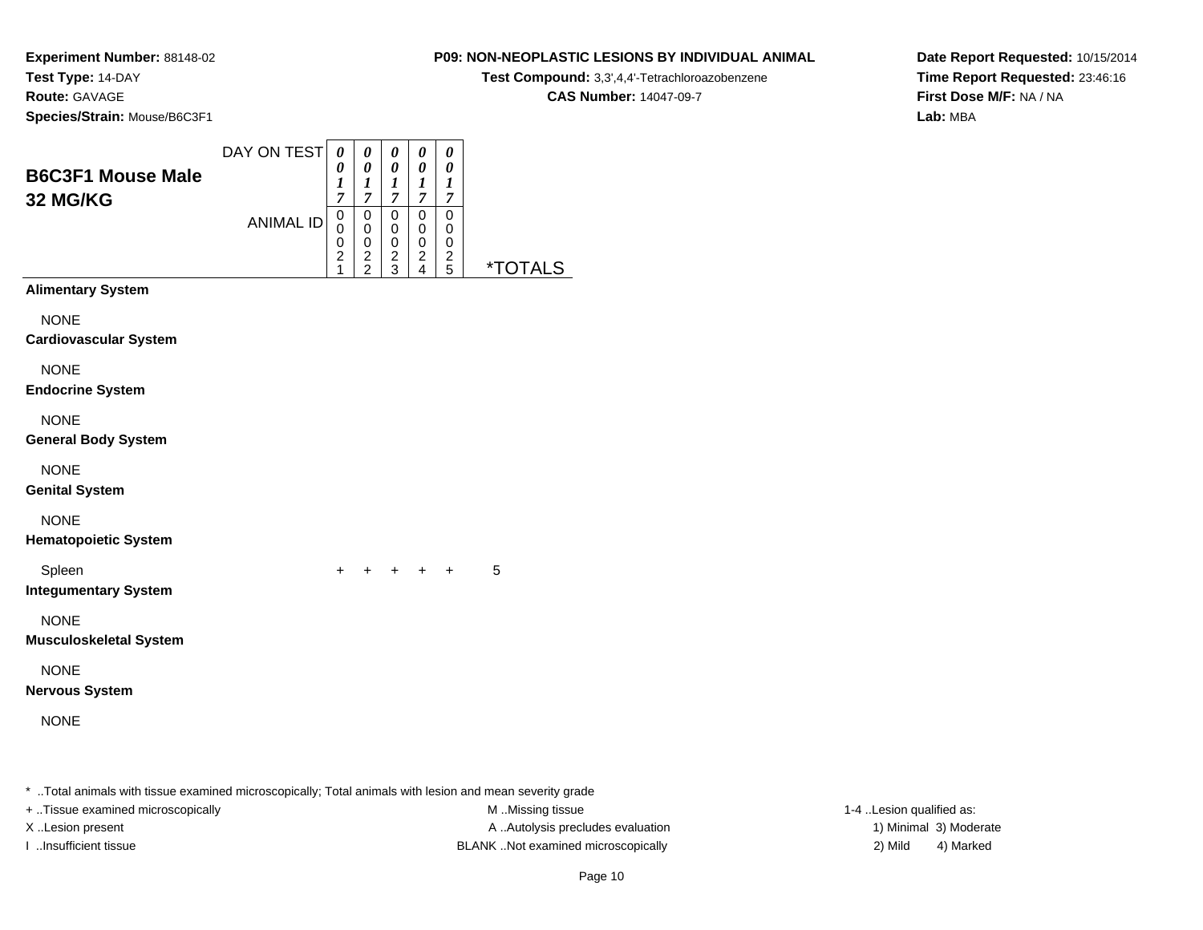**Experiment Number:** 88148-02
**Test Type:** 14-DAY
**Route:** GAVAGE
**Species/Strain:** Mouse/B6C3F1

**P09: NON-NEOPLASTIC LESIONS BY INDIVIDUAL ANIMAL**
**Test Compound:** 3,3',4,4'-Tetrachloroazobenzene
**CAS Number:** 14047-09-7

**Date Report Requested:** 10/15/2014
**Time Report Requested:** 23:46:16
**First Dose M/F:** NA / NA
**Lab:** MBA

## B6C3F1 Mouse Male 32 MG/KG

| DAY ON TEST | 0017 | 0017 | 0017 | 0017 | 0017 | |
|---|---|---|---|---|---|---|
| ANIMAL ID | 00021 | 00022 | 00023 | 00024 | 00025 | *TOTALS |
| **Alimentary System** | | | | | | |
| NONE | | | | | | |
| **Cardiovascular System** | | | | | | |
| NONE | | | | | | |
| **Endocrine System** | | | | | | |
| NONE | | | | | | |
| **General Body System** | | | | | | |
| NONE | | | | | | |
| **Genital System** | | | | | | |
| NONE | | | | | | |
| **Hematopoietic System** | | | | | | |
| Spleen | + | + | + | + | + | 5 |
| **Integumentary System** | | | | | | |
| NONE | | | | | | |
| **Musculoskeletal System** | | | | | | |
| NONE | | | | | | |
| **Nervous System** | | | | | | |
| NONE | | | | | | |

* ..Total animals with tissue examined microscopically; Total animals with lesion and mean severity grade
+ ..Tissue examined microscopically
X ..Lesion present
I ..Insufficient tissue

M ..Missing tissue
A ..Autolysis precludes evaluation
BLANK ..Not examined microscopically

1-4 ..Lesion qualified as:
1) Minimal 3) Moderate
2) Mild 4) Marked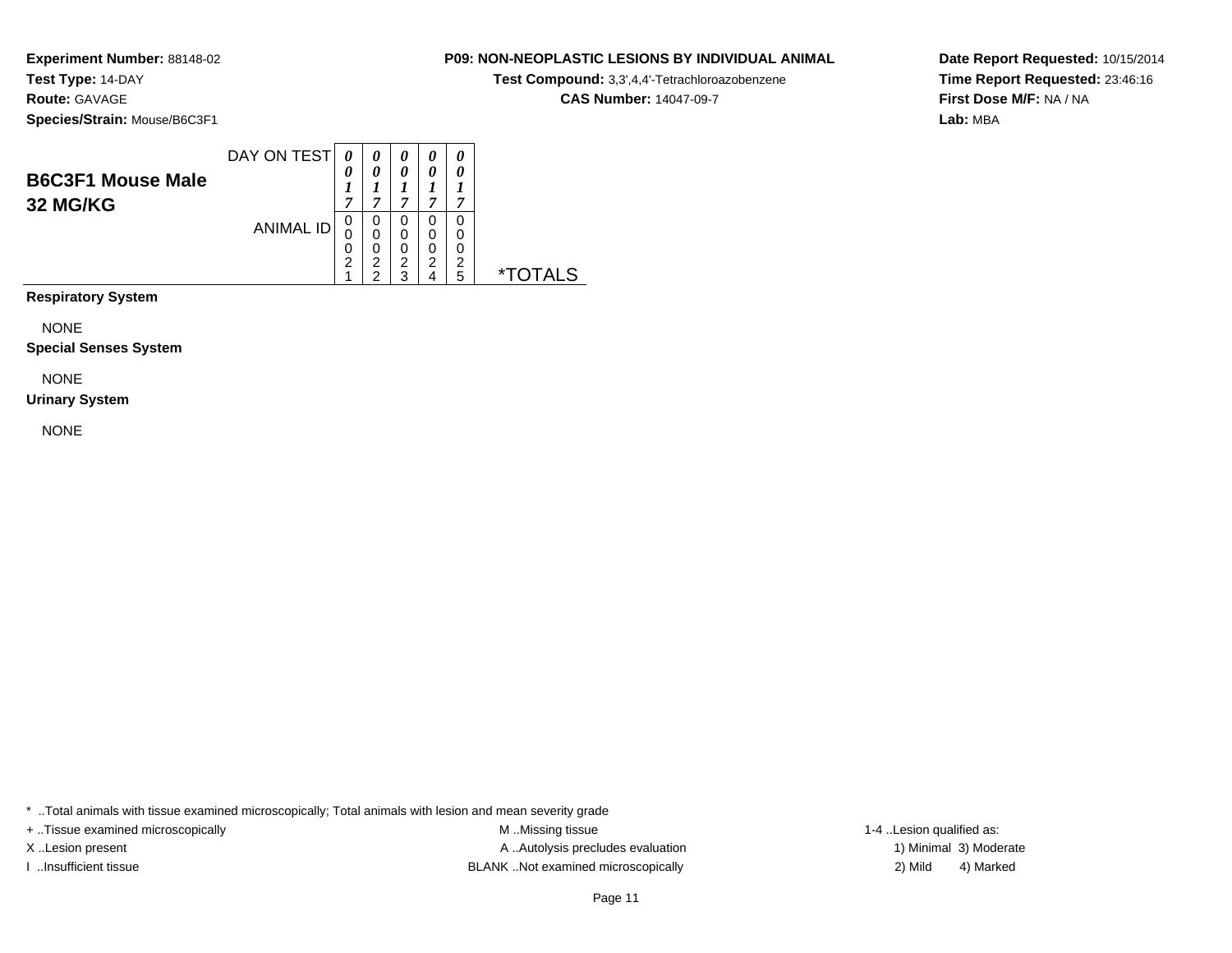**Experiment Number:** 88148-02
**Test Type:** 14-DAY
**Route:** GAVAGE
**Species/Strain:** Mouse/B6C3F1

**P09: NON-NEOPLASTIC LESIONS BY INDIVIDUAL ANIMAL**
**Test Compound:** 3,3',4,4'-Tetrachloroazobenzene
**CAS Number:** 14047-09-7

**Date Report Requested:** 10/15/2014
**Time Report Requested:** 23:46:16
**First Dose M/F:** NA / NA
**Lab:** MBA

## B6C3F1 Mouse Male 32 MG/KG

| DAY ON TEST | 0017 | 0017 | 0017 | 0017 | 0017 | |
|---|---|---|---|---|---|---|
| ANIMAL ID | 00021 | 00022 | 00023 | 00024 | 00025 | *TOTALS |
| **Respiratory System** | | | | | | |
| NONE | | | | | | |
| **Special Senses System** | | | | | | |
| NONE | | | | | | |
| **Urinary System** | | | | | | |
| NONE | | | | | | |

* ..Total animals with tissue examined microscopically; Total animals with lesion and mean severity grade
+ ..Tissue examined microscopically
X ..Lesion present
I ..Insufficient tissue
M ..Missing tissue
A ..Autolysis precludes evaluation
BLANK ..Not examined microscopically
1-4 ..Lesion qualified as:
1) Minimal 2) Mild 3) Moderate 4) Marked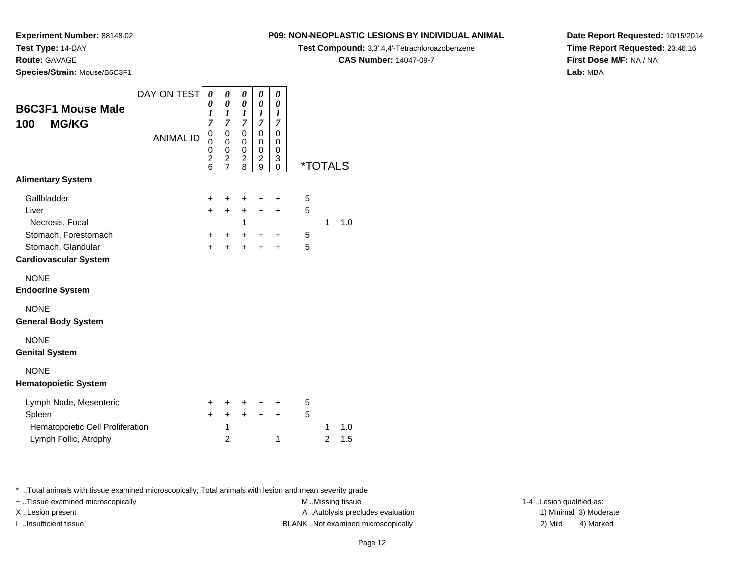**Experiment Number:** 88148-02
**Test Type:** 14-DAY
**Route:** GAVAGE
**Species/Strain:** Mouse/B6C3F1

**P09: NON-NEOPLASTIC LESIONS BY INDIVIDUAL ANIMAL**
**Test Compound:** 3,3',4,4'-Tetrachloroazobenzene
**CAS Number:** 14047-09-7

**Date Report Requested:** 10/15/2014
**Time Report Requested:** 23:46:16
**First Dose M/F:** NA / NA
**Lab:** MBA

## B6C3F1 Mouse Male
## 100 MG/KG

| DAY ON TEST | 0017 | 0017 | 0017 | 0017 | 0017 | | | |
|---|---|---|---|---|---|---|---|---|
| **ANIMAL ID** | **00026** | **00027** | **00028** | **00029** | **00030** | ***TOTALS** | | |
| **Alimentary System** | | | | | | | | |
| Gallbladder | + | + | + | + | + | 5 | | |
| Liver | + | + | + | + | + | 5 | | |
| Necrosis, Focal | | | 1 | | | | 1 | 1.0 |
| Stomach, Forestomach | + | + | + | + | + | 5 | | |
| Stomach, Glandular | + | + | + | + | + | 5 | | |
| **Cardiovascular System** | | | | | | | | |
| NONE | | | | | | | | |
| **Endocrine System** | | | | | | | | |
| NONE | | | | | | | | |
| **General Body System** | | | | | | | | |
| NONE | | | | | | | | |
| **Genital System** | | | | | | | | |
| NONE | | | | | | | | |
| **Hematopoietic System** | | | | | | | | |
| Lymph Node, Mesenteric | + | + | + | + | + | 5 | | |
| Spleen | + | + | + | + | + | 5 | | |
| Hematopoietic Cell Proliferation | | 1 | | | | | 1 | 1.0 |
| Lymph Follic, Atrophy | | 2 | | | 1 | | 2 | 1.5 |

* ..Total animals with tissue examined microscopically; Total animals with lesion and mean severity grade

+ ..Tissue examined microscopically
X ..Lesion present
I ..Insufficient tissue

M ..Missing tissue
A ..Autolysis precludes evaluation
BLANK ..Not examined microscopically

1-4 ..Lesion qualified as:
1) Minimal 3) Moderate
2) Mild 4) Marked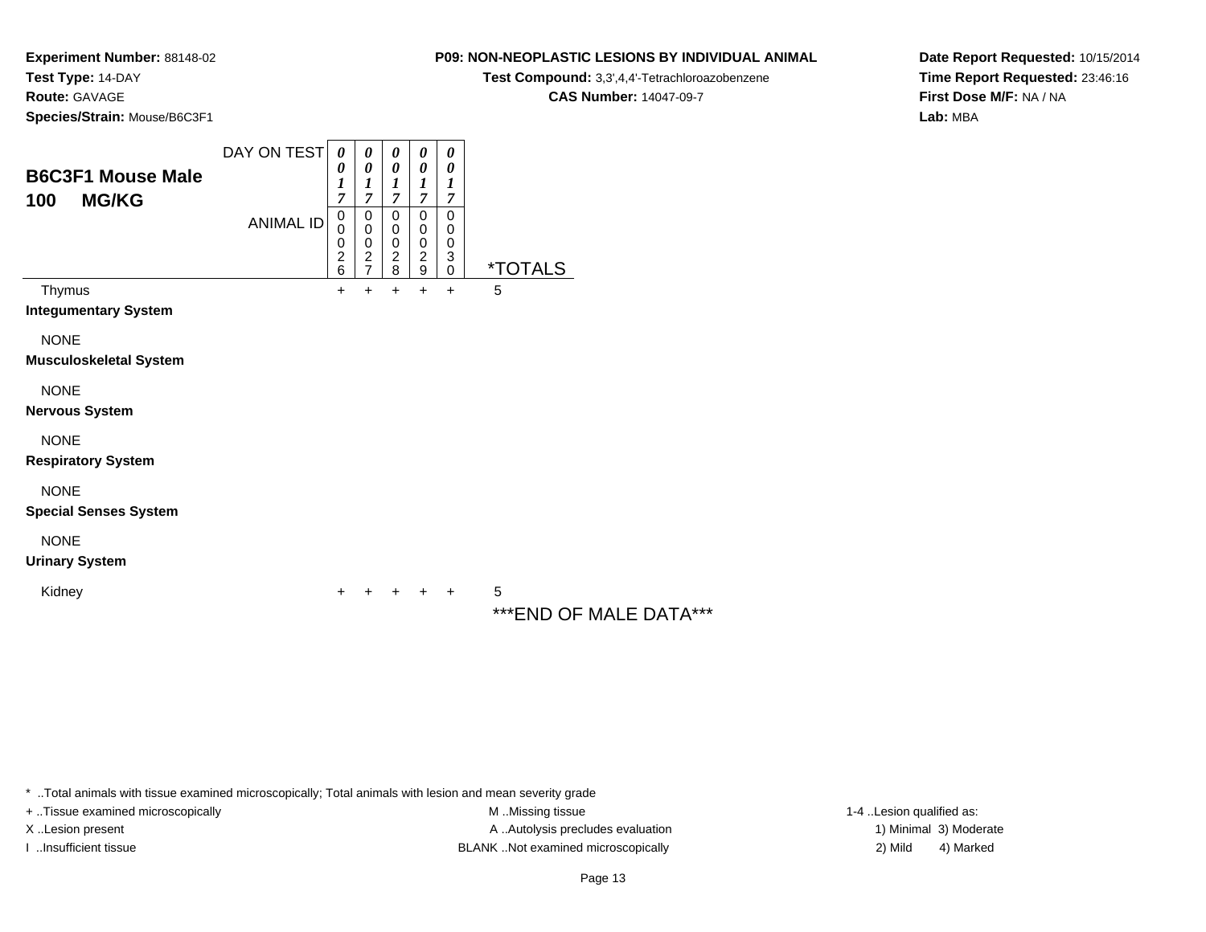**Experiment Number:** 88148-02
**Test Type:** 14-DAY
**Route:** GAVAGE
**Species/Strain:** Mouse/B6C3F1

**P09: NON-NEOPLASTIC LESIONS BY INDIVIDUAL ANIMAL**
**Test Compound:** 3,3',4,4'-Tetrachloroazobenzene
**CAS Number:** 14047-09-7

**Date Report Requested:** 10/15/2014
**Time Report Requested:** 23:46:16
**First Dose M/F:** NA / NA
**Lab:** MBA

## B6C3F1 Mouse Male
## 100 MG/KG

| | | | | | | |
|---|---|---|---|---|---|---|
| DAY ON TEST | 0017 | 0017 | 0017 | 0017 | 0017 | |
| ANIMAL ID | 00026 | 00027 | 00028 | 00029 | 00030 | *TOTALS |
| Thymus | + | + | + | + | + | 5 |
| **Integumentary System** | | | | | | |
| NONE | | | | | | |
| **Musculoskeletal System** | | | | | | |
| NONE | | | | | | |
| **Nervous System** | | | | | | |
| NONE | | | | | | |
| **Respiratory System** | | | | | | |
| NONE | | | | | | |
| **Special Senses System** | | | | | | |
| NONE | | | | | | |
| **Urinary System** | | | | | | |
| Kidney | + | + | + | + | + | 5 |

***END OF MALE DATA***

* ..Total animals with tissue examined microscopically; Total animals with lesion and mean severity grade
+ ..Tissue examined microscopically
X ..Lesion present
I ..Insufficient tissue
M ..Missing tissue
A ..Autolysis precludes evaluation
BLANK ..Not examined microscopically
1-4 ..Lesion qualified as:
1) Minimal 3) Moderate
2) Mild 4) Marked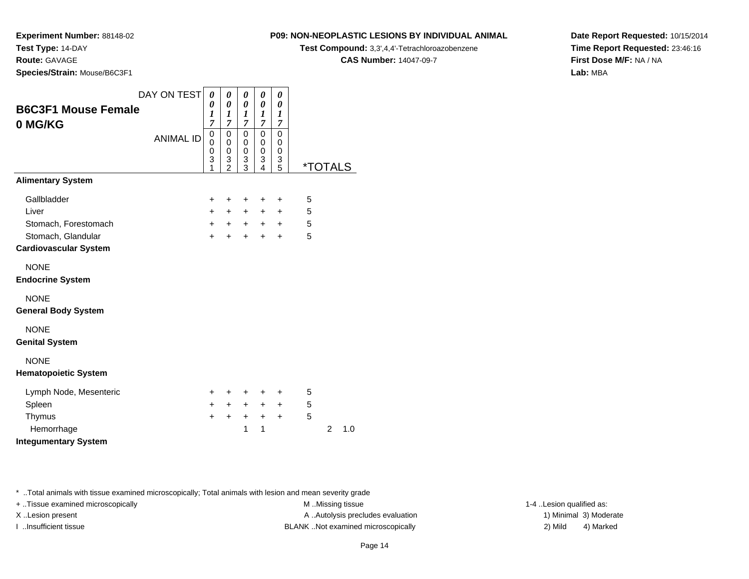**Experiment Number:** 88148-02
**Test Type:** 14-DAY
**Route:** GAVAGE
**Species/Strain:** Mouse/B6C3F1

**P09: NON-NEOPLASTIC LESIONS BY INDIVIDUAL ANIMAL**
**Test Compound:** 3,3',4,4'-Tetrachloroazobenzene
**CAS Number:** 14047-09-7

**Date Report Requested:** 10/15/2014
**Time Report Requested:** 23:46:16
**First Dose M/F:** NA / NA
**Lab:** MBA

## B6C3F1 Mouse Female 0 MG/KG

| DAY ON TEST | 0017 | 0017 | 0017 | 0017 | 0017 | | |
|---|---|---|---|---|---|---|---|
| ANIMAL ID | 00031 | 00032 | 00033 | 00034 | 00035 | *TOTALS | |
| **Alimentary System** | | | | | | | |
| Gallbladder | + | + | + | + | + | 5 | |
| Liver | + | + | + | + | + | 5 | |
| Stomach, Forestomach | + | + | + | + | + | 5 | |
| Stomach, Glandular | + | + | + | + | + | 5 | |
| **Cardiovascular System** | | | | | | | |
| NONE | | | | | | | |
| **Endocrine System** | | | | | | | |
| NONE | | | | | | | |
| **General Body System** | | | | | | | |
| NONE | | | | | | | |
| **Genital System** | | | | | | | |
| NONE | | | | | | | |
| **Hematopoietic System** | | | | | | | |
| Lymph Node, Mesenteric | + | + | + | + | + | 5 | |
| Spleen | + | + | + | + | + | 5 | |
| Thymus | + | + | + | + | + | 5 | |
| Hemorrhage | | | 1 | 1 | | 2 | 1.0 |
| **Integumentary System** | | | | | | | |

\* ..Total animals with tissue examined microscopically; Total animals with lesion and mean severity grade
+ ..Tissue examined microscopically
X ..Lesion present
I ..Insufficient tissue
M ..Missing tissue
A ..Autolysis precludes evaluation
BLANK ..Not examined microscopically
1-4 ..Lesion qualified as:
1) Minimal 3) Moderate
2) Mild 4) Marked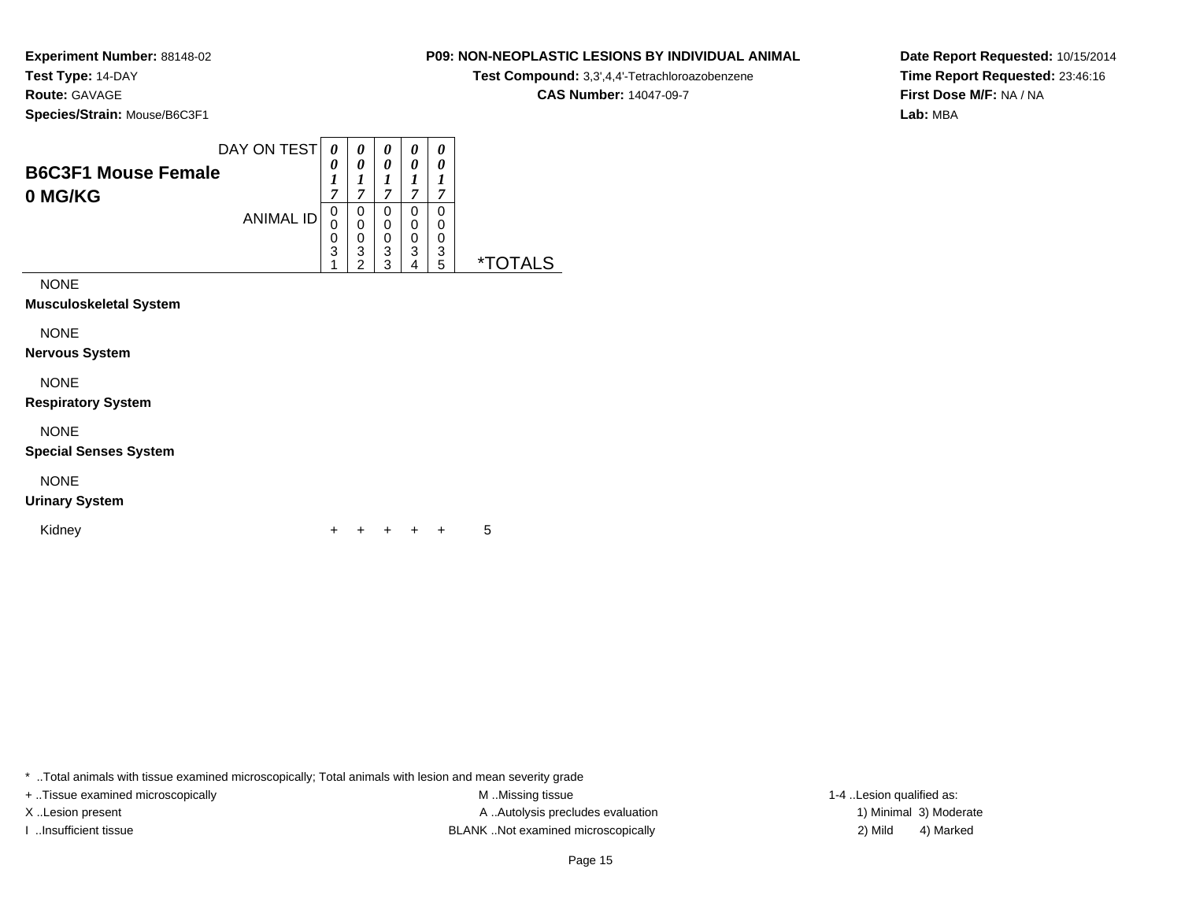**Experiment Number:** 88148-02
**Test Type:** 14-DAY
**Route:** GAVAGE
**Species/Strain:** Mouse/B6C3F1

**P09: NON-NEOPLASTIC LESIONS BY INDIVIDUAL ANIMAL**
**Test Compound:** 3,3',4,4'-Tetrachloroazobenzene
**CAS Number:** 14047-09-7

**Date Report Requested:** 10/15/2014
**Time Report Requested:** 23:46:16
**First Dose M/F:** NA / NA
**Lab:** MBA

## B6C3F1 Mouse Female
## 0 MG/KG

| DAY ON TEST | 0017 | 0017 | 0017 | 0017 | 0017 | |
|---|---|---|---|---|---|---|
| ANIMAL ID | 00031 | 00032 | 00033 | 00034 | 00035 | *TOTALS |
| NONE | | | | | | |
| **Musculoskeletal System** | | | | | | |
| NONE | | | | | | |
| **Nervous System** | | | | | | |
| NONE | | | | | | |
| **Respiratory System** | | | | | | |
| NONE | | | | | | |
| **Special Senses System** | | | | | | |
| NONE | | | | | | |
| **Urinary System** | | | | | | |
| Kidney | + | + | + | + | + | 5 |

* ..Total animals with tissue examined microscopically; Total animals with lesion and mean severity grade
+ ..Tissue examined microscopically
X ..Lesion present
I ..Insufficient tissue
M ..Missing tissue
A ..Autolysis precludes evaluation
BLANK ..Not examined microscopically
1-4 ..Lesion qualified as:
1) Minimal 3) Moderate
2) Mild 4) Marked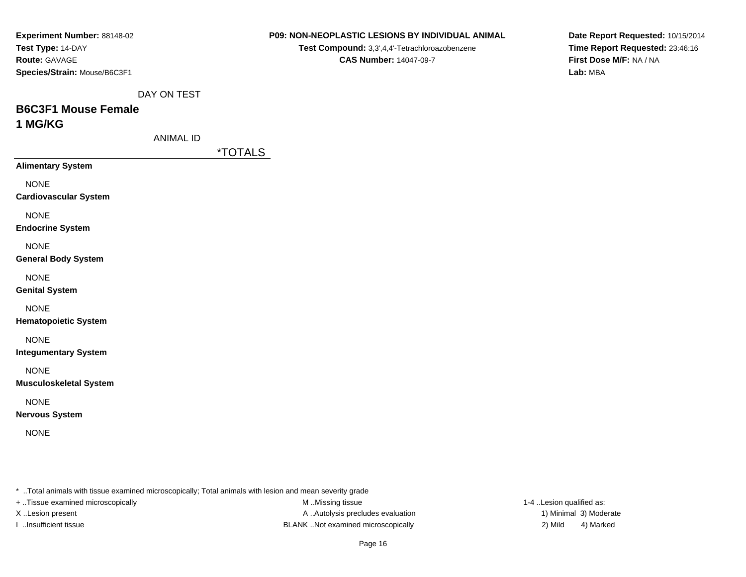**Experiment Number:** 88148-02
**Test Type:** 14-DAY
**Route:** GAVAGE
**Species/Strain:** Mouse/B6C3F1

**P09: NON-NEOPLASTIC LESIONS BY INDIVIDUAL ANIMAL**
**Test Compound:** 3,3',4,4'-Tetrachloroazobenzene
**CAS Number:** 14047-09-7

**Date Report Requested:** 10/15/2014
**Time Report Requested:** 23:46:16
**First Dose M/F:** NA / NA
**Lab:** MBA

DAY ON TEST

## B6C3F1 Mouse Female
## 1 MG/KG

ANIMAL ID

| | *TOTALS |
|---|---|
| **Alimentary System** | |
| NONE | |
| **Cardiovascular System** | |
| NONE | |
| **Endocrine System** | |
| NONE | |
| **General Body System** | |
| NONE | |
| **Genital System** | |
| NONE | |
| **Hematopoietic System** | |
| NONE | |
| **Integumentary System** | |
| NONE | |
| **Musculoskeletal System** | |
| NONE | |
| **Nervous System** | |
| NONE | |

* ..Total animals with tissue examined microscopically; Total animals with lesion and mean severity grade
+ ..Tissue examined microscopically
X ..Lesion present
I ..Insufficient tissue
M ..Missing tissue
A ..Autolysis precludes evaluation
BLANK ..Not examined microscopically
1-4 ..Lesion qualified as:
1) Minimal 3) Moderate
2) Mild 4) Marked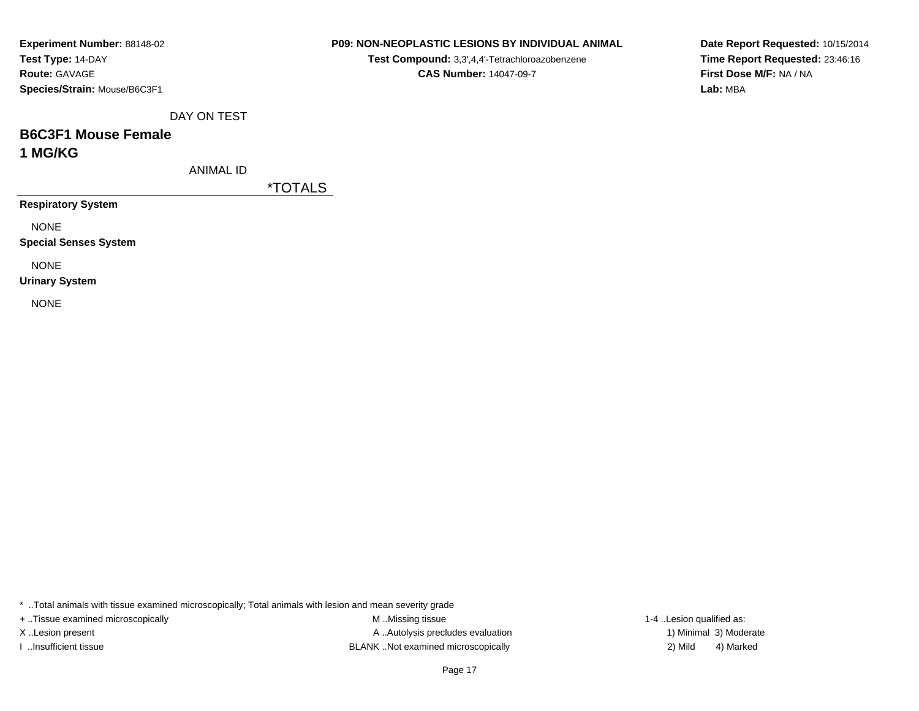**Experiment Number:** 88148-02
**Test Type:** 14-DAY
**Route:** GAVAGE
**Species/Strain:** Mouse/B6C3F1

**P09: NON-NEOPLASTIC LESIONS BY INDIVIDUAL ANIMAL**
**Test Compound:** 3,3',4,4'-Tetrachloroazobenzene
**CAS Number:** 14047-09-7

**Date Report Requested:** 10/15/2014
**Time Report Requested:** 23:46:16
**First Dose M/F:** NA / NA
**Lab:** MBA

DAY ON TEST

## B6C3F1 Mouse Female
## 1 MG/KG

| ANIMAL ID | *TOTALS |
|---|---|
| **Respiratory System** | |
| NONE | |
| **Special Senses System** | |
| NONE | |
| **Urinary System** | |
| NONE | |

* ..Total animals with tissue examined microscopically; Total animals with lesion and mean severity grade

+ ..Tissue examined microscopically
X ..Lesion present
I ..Insufficient tissue

M ..Missing tissue
A ..Autolysis precludes evaluation
BLANK ..Not examined microscopically

1-4 ..Lesion qualified as:
1) Minimal 3) Moderate
2) Mild 4) Marked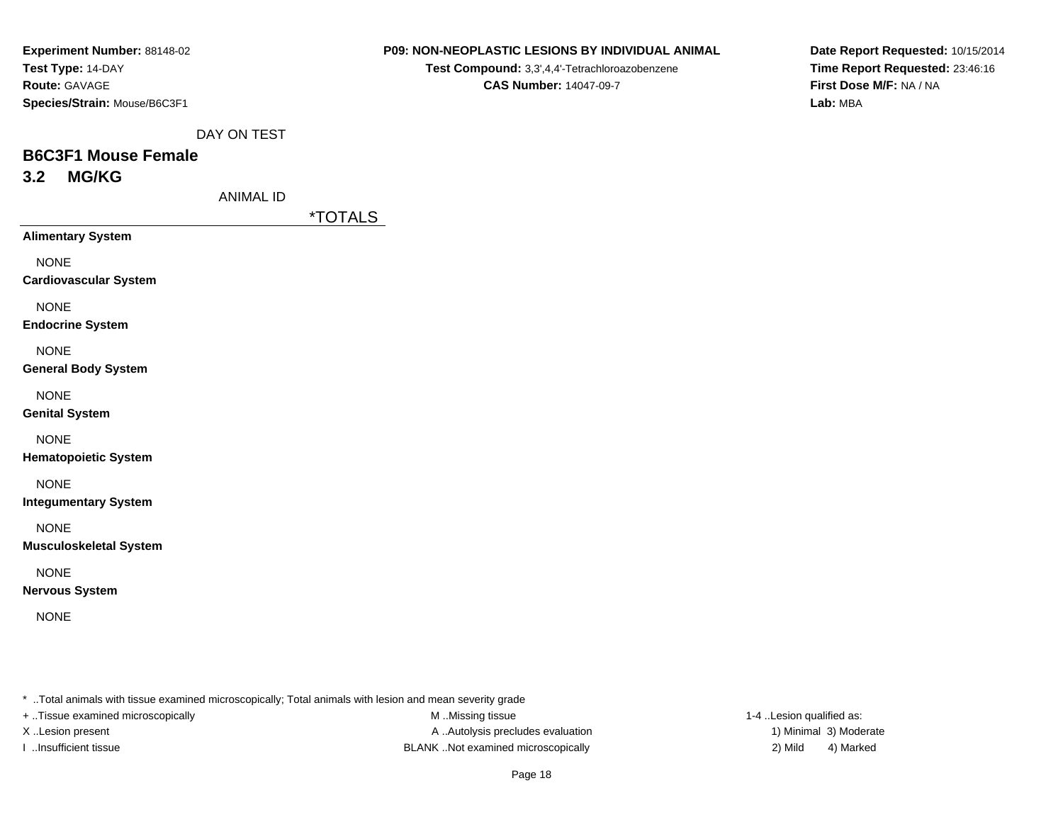**Experiment Number:** 88148-02
**Test Type:** 14-DAY
**Route:** GAVAGE
**Species/Strain:** Mouse/B6C3F1

**P09: NON-NEOPLASTIC LESIONS BY INDIVIDUAL ANIMAL**
**Test Compound:** 3,3',4,4'-Tetrachloroazobenzene
**CAS Number:** 14047-09-7

**Date Report Requested:** 10/15/2014
**Time Report Requested:** 23:46:16
**First Dose M/F:** NA / NA
**Lab:** MBA

DAY ON TEST

## B6C3F1 Mouse Female

## 3.2 MG/KG

ANIMAL ID

| | *TOTALS |
|---|---|
| **Alimentary System** | |
| NONE | |
| **Cardiovascular System** | |
| NONE | |
| **Endocrine System** | |
| NONE | |
| **General Body System** | |
| NONE | |
| **Genital System** | |
| NONE | |
| **Hematopoietic System** | |
| NONE | |
| **Integumentary System** | |
| NONE | |
| **Musculoskeletal System** | |
| NONE | |
| **Nervous System** | |
| NONE | |

* ..Total animals with tissue examined microscopically; Total animals with lesion and mean severity grade
+ ..Tissue examined microscopically
X ..Lesion present
I ..Insufficient tissue

M ..Missing tissue
A ..Autolysis precludes evaluation
BLANK ..Not examined microscopically

1-4 ..Lesion qualified as:
1) Minimal 3) Moderate
2) Mild 4) Marked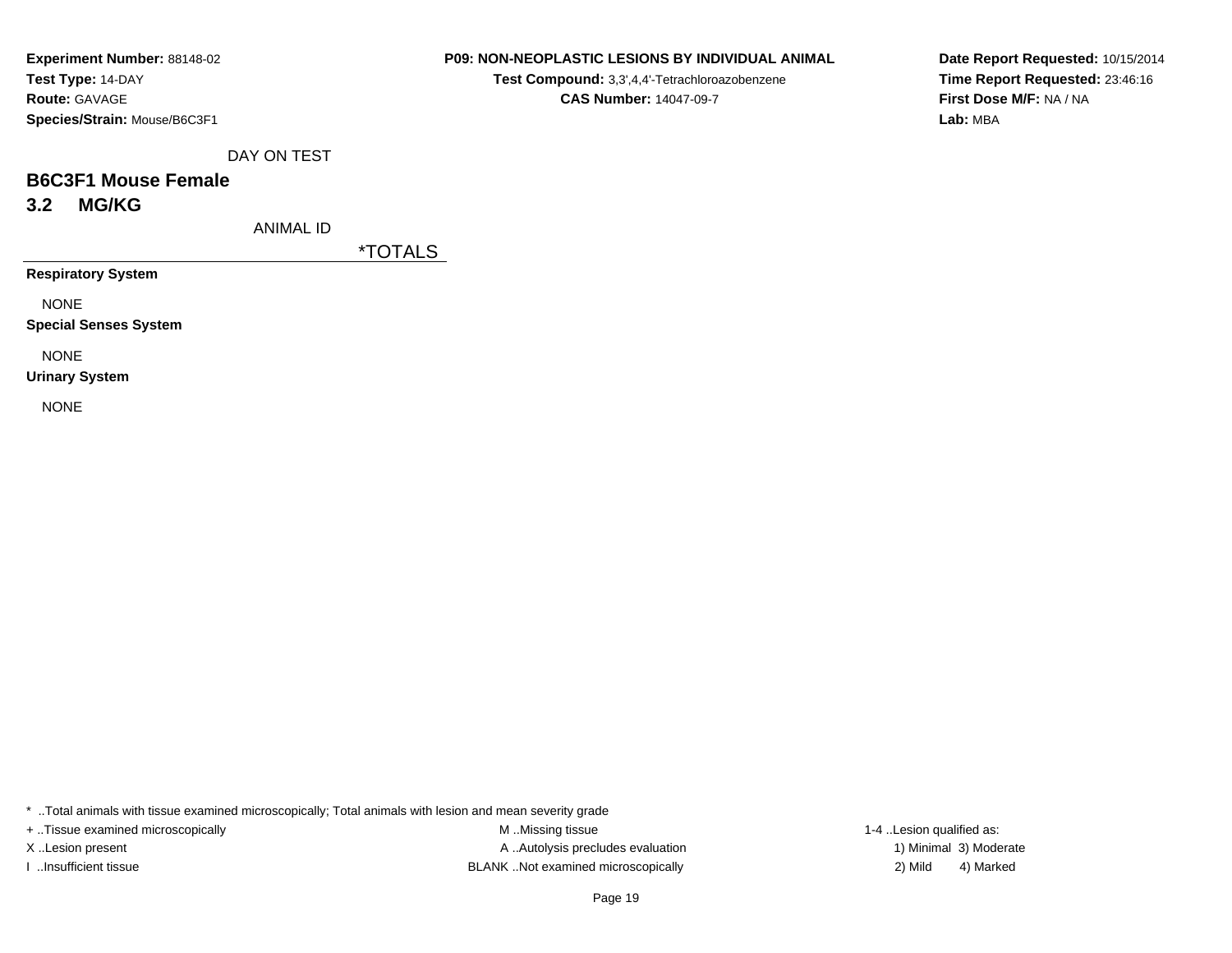**Experiment Number:** 88148-02
**Test Type:** 14-DAY
**Route:** GAVAGE
**Species/Strain:** Mouse/B6C3F1

**P09: NON-NEOPLASTIC LESIONS BY INDIVIDUAL ANIMAL**
**Test Compound:** 3,3',4,4'-Tetrachloroazobenzene
**CAS Number:** 14047-09-7

**Date Report Requested:** 10/15/2014
**Time Report Requested:** 23:46:16
**First Dose M/F:** NA / NA
**Lab:** MBA

DAY ON TEST

## B6C3F1 Mouse Female

## 3.2 MG/KG

ANIMAL ID

*TOTALS

**Respiratory System**

NONE

**Special Senses System**

NONE

**Urinary System**

NONE

* ..Total animals with tissue examined microscopically; Total animals with lesion and mean severity grade

+ ..Tissue examined microscopically
X ..Lesion present
I ..Insufficient tissue

M ..Missing tissue
A ..Autolysis precludes evaluation
BLANK ..Not examined microscopically

1-4 ..Lesion qualified as:
1) Minimal 3) Moderate
2) Mild 4) Marked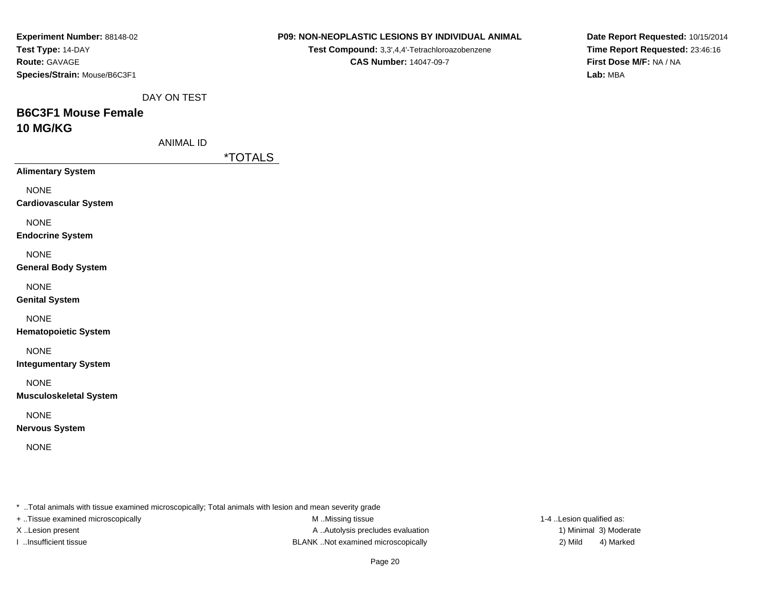**Experiment Number:** 88148-02
**Test Type:** 14-DAY
**Route:** GAVAGE
**Species/Strain:** Mouse/B6C3F1

**P09: NON-NEOPLASTIC LESIONS BY INDIVIDUAL ANIMAL**
**Test Compound:** 3,3',4,4'-Tetrachloroazobenzene
**CAS Number:** 14047-09-7

**Date Report Requested:** 10/15/2014
**Time Report Requested:** 23:46:16
**First Dose M/F:** NA / NA
**Lab:** MBA

DAY ON TEST

## B6C3F1 Mouse Female
## 10 MG/KG

ANIMAL ID

| | *TOTALS |
|---|---|
| **Alimentary System** | |
| NONE | |
| **Cardiovascular System** | |
| NONE | |
| **Endocrine System** | |
| NONE | |
| **General Body System** | |
| NONE | |
| **Genital System** | |
| NONE | |
| **Hematopoietic System** | |
| NONE | |
| **Integumentary System** | |
| NONE | |
| **Musculoskeletal System** | |
| NONE | |
| **Nervous System** | |
| NONE | |

* ..Total animals with tissue examined microscopically; Total animals with lesion and mean severity grade
+ ..Tissue examined microscopically
X ..Lesion present
I ..Insufficient tissue

M ..Missing tissue
A ..Autolysis precludes evaluation
BLANK ..Not examined microscopically

1-4 ..Lesion qualified as:
1) Minimal 3) Moderate
2) Mild 4) Marked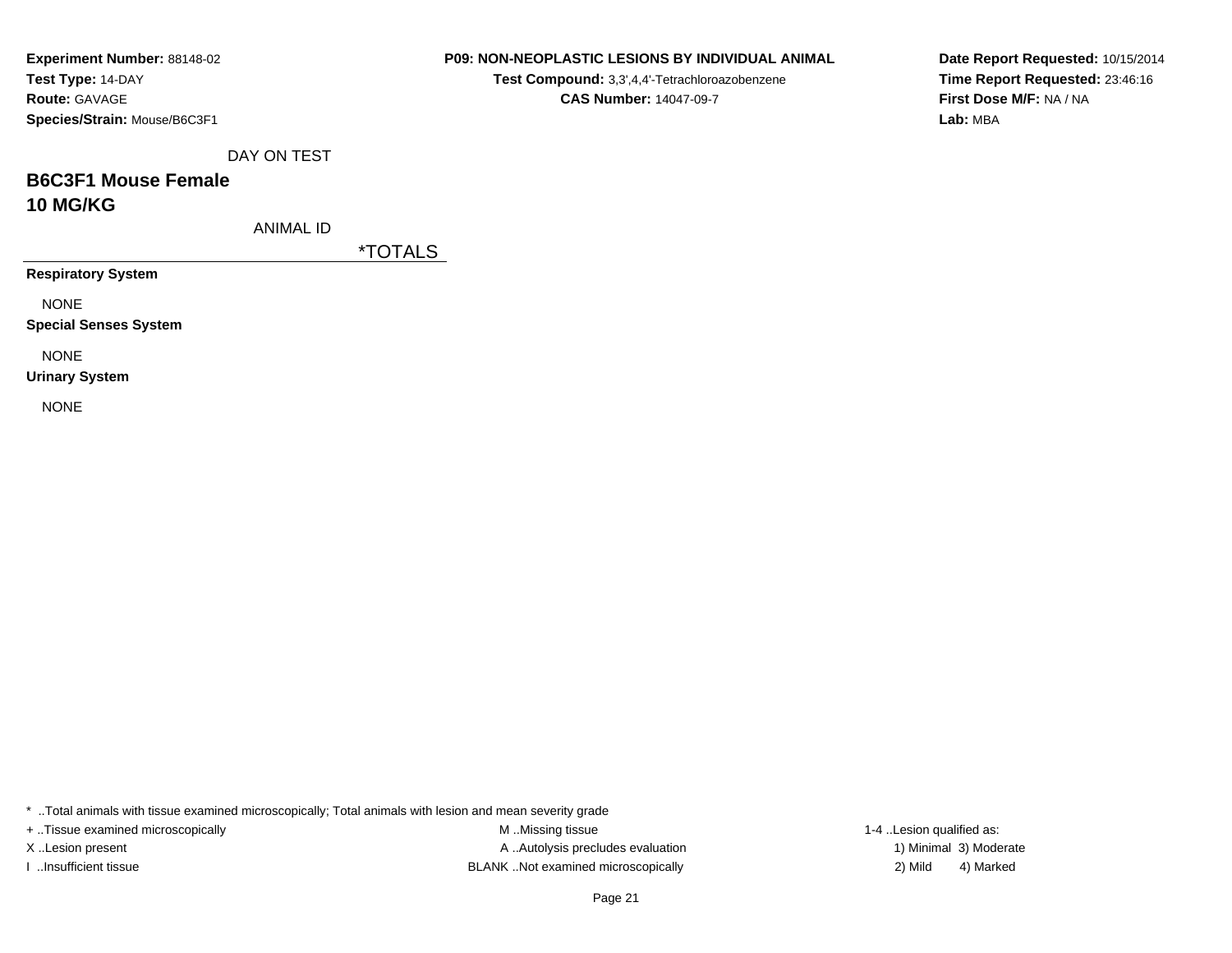**Experiment Number:** 88148-02
**Test Type:** 14-DAY
**Route:** GAVAGE
**Species/Strain:** Mouse/B6C3F1

**P09: NON-NEOPLASTIC LESIONS BY INDIVIDUAL ANIMAL**
**Test Compound:** 3,3',4,4'-Tetrachloroazobenzene
**CAS Number:** 14047-09-7

**Date Report Requested:** 10/15/2014
**Time Report Requested:** 23:46:16
**First Dose M/F:** NA / NA
**Lab:** MBA

DAY ON TEST

## B6C3F1 Mouse Female
## 10 MG/KG

ANIMAL ID

*TOTALS

**Respiratory System**

NONE

**Special Senses System**

NONE

**Urinary System**

NONE

* ..Total animals with tissue examined microscopically; Total animals with lesion and mean severity grade
+ ..Tissue examined microscopically
X ..Lesion present
I ..Insufficient tissue
M ..Missing tissue
A ..Autolysis precludes evaluation
BLANK ..Not examined microscopically
1-4 ..Lesion qualified as:
1) Minimal 3) Moderate
2) Mild 4) Marked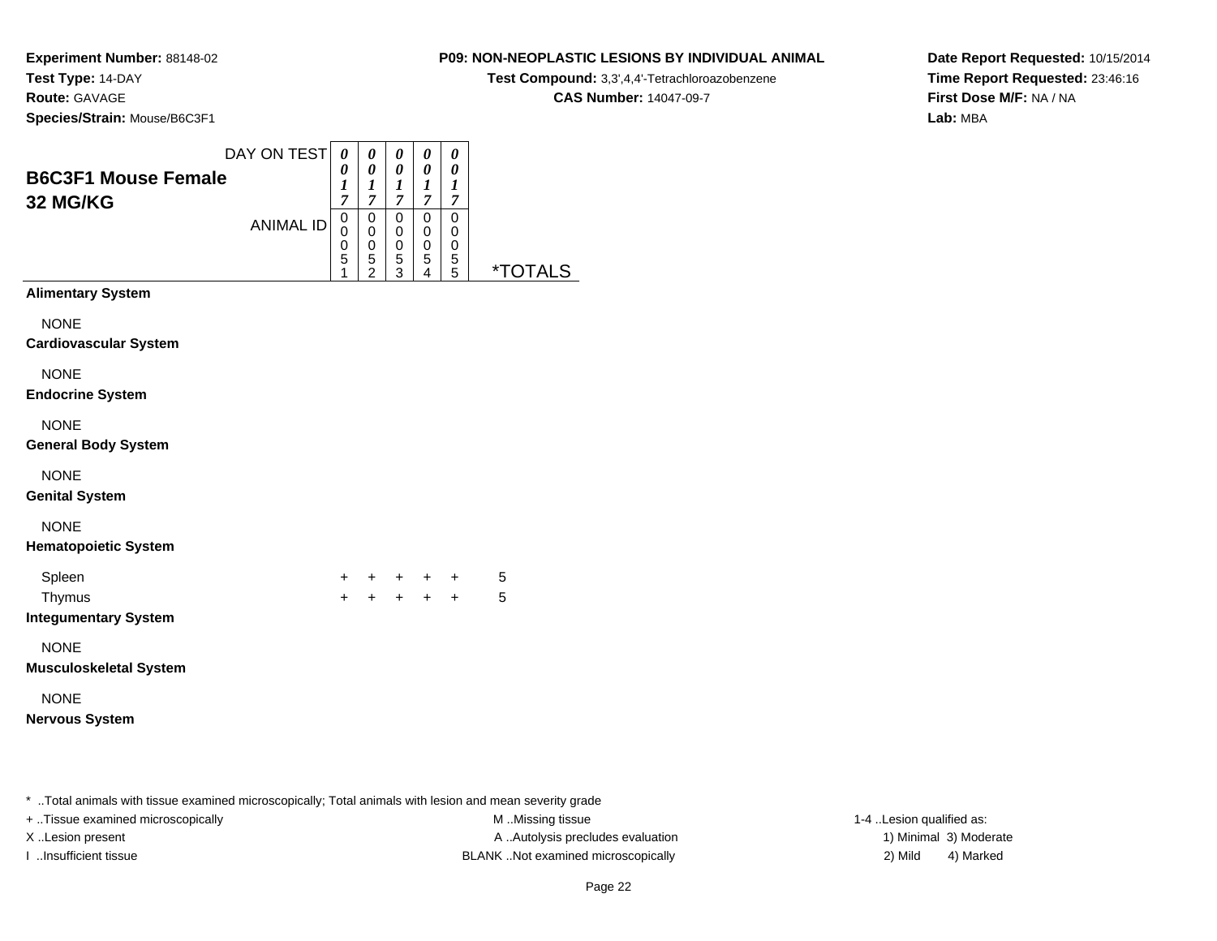**Experiment Number:** 88148-02
**Test Type:** 14-DAY
**Route:** GAVAGE
**Species/Strain:** Mouse/B6C3F1

**P09: NON-NEOPLASTIC LESIONS BY INDIVIDUAL ANIMAL**
**Test Compound:** 3,3',4,4'-Tetrachloroazobenzene
**CAS Number:** 14047-09-7

**Date Report Requested:** 10/15/2014
**Time Report Requested:** 23:46:16
**First Dose M/F:** NA / NA
**Lab:** MBA

## B6C3F1 Mouse Female
## 32 MG/KG

| DAY ON TEST | 0017 | 0017 | 0017 | 0017 | 0017 | |
|---|---|---|---|---|---|---|
| ANIMAL ID | 00051 | 00052 | 00053 | 00054 | 00055 | *TOTALS |
| **Alimentary System** | | | | | | |
| NONE | | | | | | |
| **Cardiovascular System** | | | | | | |
| NONE | | | | | | |
| **Endocrine System** | | | | | | |
| NONE | | | | | | |
| **General Body System** | | | | | | |
| NONE | | | | | | |
| **Genital System** | | | | | | |
| NONE | | | | | | |
| **Hematopoietic System** | | | | | | |
| Spleen | + | + | + | + | + | 5 |
| Thymus | + | + | + | + | + | 5 |
| **Integumentary System** | | | | | | |
| NONE | | | | | | |
| **Musculoskeletal System** | | | | | | |
| NONE | | | | | | |
| **Nervous System** | | | | | | |

* ..Total animals with tissue examined microscopically; Total animals with lesion and mean severity grade
+ ..Tissue examined microscopically
X ..Lesion present
I ..Insufficient tissue

M ..Missing tissue
A ..Autolysis precludes evaluation
BLANK ..Not examined microscopically

1-4 ..Lesion qualified as:
1) Minimal 3) Moderate
2) Mild 4) Marked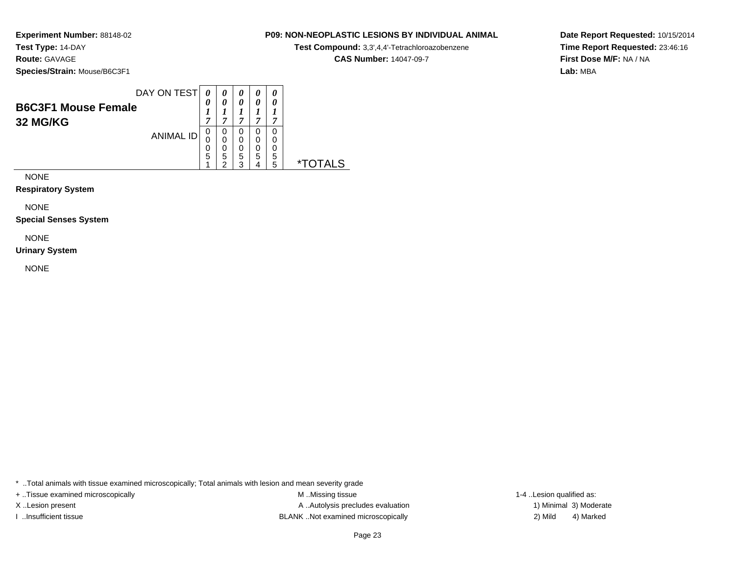**Experiment Number:** 88148-02
**Test Type:** 14-DAY
**Route:** GAVAGE
**Species/Strain:** Mouse/B6C3F1

**P09: NON-NEOPLASTIC LESIONS BY INDIVIDUAL ANIMAL**
**Test Compound:** 3,3',4,4'-Tetrachloroazobenzene
**CAS Number:** 14047-09-7

**Date Report Requested:** 10/15/2014
**Time Report Requested:** 23:46:16
**First Dose M/F:** NA / NA
**Lab:** MBA

| **B6C3F1 Mouse Female 32 MG/KG** | | | | | | |
|---|---|---|---|---|---|---|
| DAY ON TEST | 0017 | 0017 | 0017 | 0017 | 0017 | |
| ANIMAL ID | 00051 | 00052 | 00053 | 00054 | 00055 | *TOTALS |

NONE

**Respiratory System**

NONE

**Special Senses System**

NONE

**Urinary System**

NONE

* ..Total animals with tissue examined microscopically; Total animals with lesion and mean severity grade
+ ..Tissue examined microscopically
X ..Lesion present
I ..Insufficient tissue
M ..Missing tissue
A ..Autolysis precludes evaluation
BLANK ..Not examined microscopically
1-4 ..Lesion qualified as:
1) Minimal 3) Moderate
2) Mild 4) Marked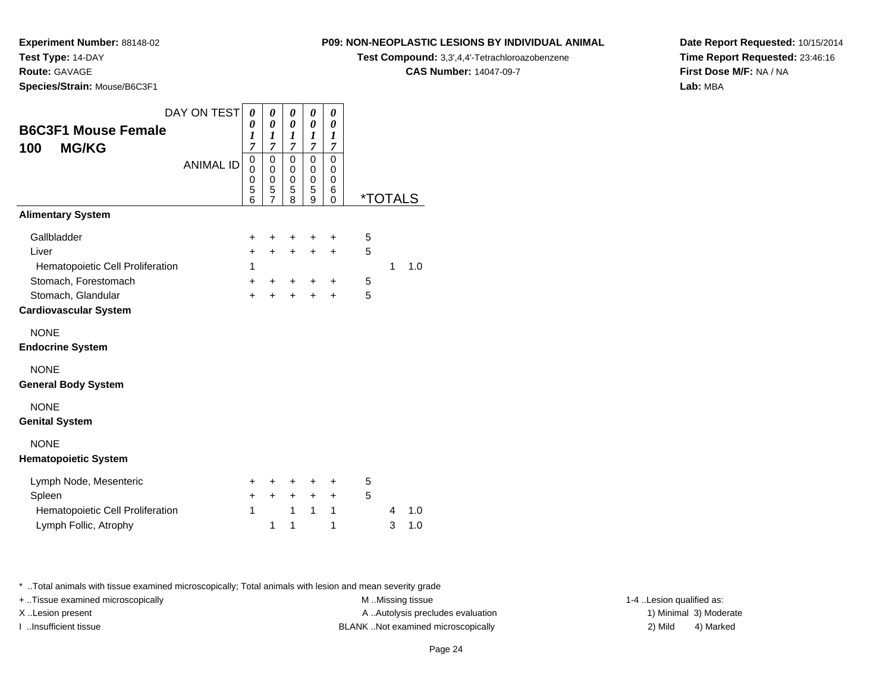**Experiment Number:** 88148-02
**Test Type:** 14-DAY
**Route:** GAVAGE
**Species/Strain:** Mouse/B6C3F1

**P09: NON-NEOPLASTIC LESIONS BY INDIVIDUAL ANIMAL**
**Test Compound:** 3,3',4,4'-Tetrachloroazobenzene
**CAS Number:** 14047-09-7

**Date Report Requested:** 10/15/2014
**Time Report Requested:** 23:46:16
**First Dose M/F:** NA / NA
**Lab:** MBA

## B6C3F1 Mouse Female
## 100 MG/KG

| DAY ON TEST | 0017 | 0017 | 0017 | 0017 | 0017 | *TOTALS | | |
|---|---|---|---|---|---|---|---|---|
| ANIMAL ID | 00056 | 00057 | 00058 | 00059 | 00060 | | | |
| **Alimentary System** | | | | | | | | |
| Gallbladder | + | + | + | + | + | 5 | | |
| Liver | + | + | + | + | + | 5 | | |
| Hematopoietic Cell Proliferation | 1 | | | | | | 1 | 1.0 |
| Stomach, Forestomach | + | + | + | + | + | 5 | | |
| Stomach, Glandular | + | + | + | + | + | 5 | | |
| **Cardiovascular System** | | | | | | | | |
| NONE | | | | | | | | |
| **Endocrine System** | | | | | | | | |
| NONE | | | | | | | | |
| **General Body System** | | | | | | | | |
| NONE | | | | | | | | |
| **Genital System** | | | | | | | | |
| NONE | | | | | | | | |
| **Hematopoietic System** | | | | | | | | |
| Lymph Node, Mesenteric | + | + | + | + | + | 5 | | |
| Spleen | + | + | + | + | + | 5 | | |
| Hematopoietic Cell Proliferation | 1 | | 1 | 1 | 1 | | 4 | 1.0 |
| Lymph Follic, Atrophy | | 1 | 1 | | 1 | | 3 | 1.0 |

\* ..Total animals with tissue examined microscopically; Total animals with lesion and mean severity grade
+ ..Tissue examined microscopically
X ..Lesion present
I ..Insufficient tissue

M ..Missing tissue
A ..Autolysis precludes evaluation
BLANK ..Not examined microscopically

1-4 ..Lesion qualified as:
1) Minimal 3) Moderate
2) Mild 4) Marked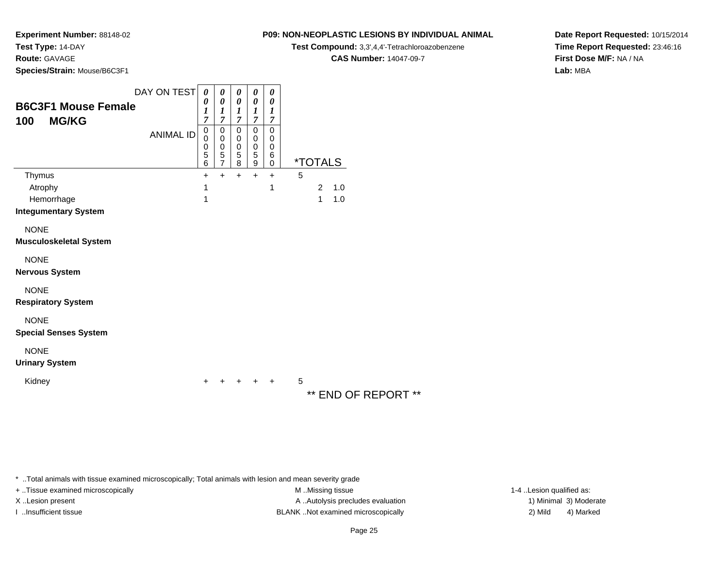**Experiment Number:** 88148-02
**Test Type:** 14-DAY
**Route:** GAVAGE
**Species/Strain:** Mouse/B6C3F1

**P09: NON-NEOPLASTIC LESIONS BY INDIVIDUAL ANIMAL**
**Test Compound:** 3,3',4,4'-Tetrachloroazobenzene
**CAS Number:** 14047-09-7

**Date Report Requested:** 10/15/2014
**Time Report Requested:** 23:46:16
**First Dose M/F:** NA / NA
**Lab:** MBA

| B6C3F1 Mouse Female 100 MG/KG | DAY ON TEST | 0017 | 0017 | 0017 | 0017 | 0017 | *TOTALS | |
|---|---|---|---|---|---|---|---|---|
| | ANIMAL ID | 00056 | 00057 | 00058 | 00059 | 00060 | | |
| Thymus | | + | + | + | + | + | 5 | |
| Atrophy | | 1 | | | | 1 | 2 | 1.0 |
| Hemorrhage | | 1 | | | | | 1 | 1.0 |
| **Integumentary System** | | | | | | | | |
| NONE | | | | | | | | |
| **Musculoskeletal System** | | | | | | | | |
| NONE | | | | | | | | |
| **Nervous System** | | | | | | | | |
| NONE | | | | | | | | |
| **Respiratory System** | | | | | | | | |
| NONE | | | | | | | | |
| **Special Senses System** | | | | | | | | |
| NONE | | | | | | | | |
| **Urinary System** | | | | | | | | |
| Kidney | | + | + | + | + | + | 5 | |

** END OF REPORT **

* ..Total animals with tissue examined microscopically; Total animals with lesion and mean severity grade
+ ..Tissue examined microscopically
X ..Lesion present
I ..Insufficient tissue
M ..Missing tissue
A ..Autolysis precludes evaluation
BLANK ..Not examined microscopically
1-4 ..Lesion qualified as:
1) Minimal 3) Moderate
2) Mild 4) Marked